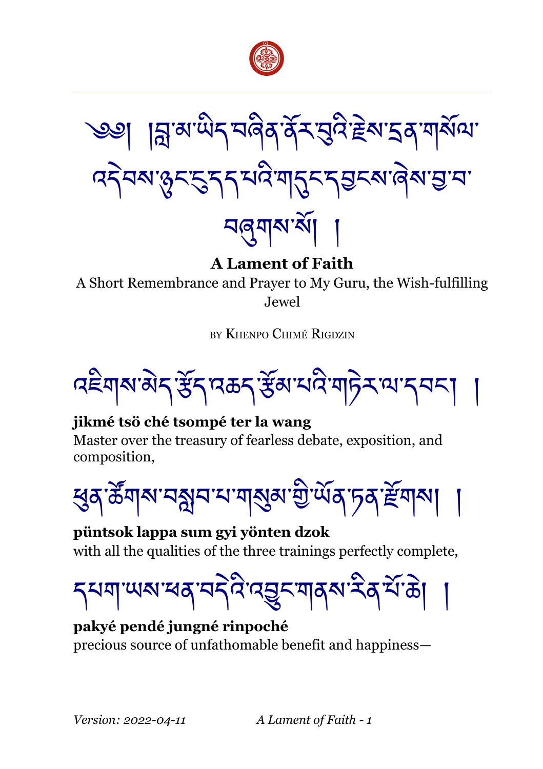༄༅། །བླ་མ་ཡིད་བཞིན་ནོར་བུའི་རྗེས་དྲན་གསོལ་འདེབས་ཉུང་དུ་དད་པའི་གདུང་དབྱངས་ཞེས་བྱ་བ་བཞུགས་སོ། །

# A Lament of Faith

A Short Remembrance and Prayer to My Guru, the Wish-fulfilling Jewel

by Khenpo Chimé Rigdzin

འཇིགས་མེད་རྩོད་འཆད་རྩོམ་པའི་གཏེར་ལ་དབང་། །

**jikmé tsö ché tsompé ter la wang**
Master over the treasury of fearless debate, exposition, and composition,

ཕུན་ཚོགས་བསླབ་པ་གསུམ་གྱི་ཡོན་ཏན་རྫོགས། །

**püntsok lappa sum gyi yönten dzok**
with all the qualities of the three trainings perfectly complete,

དཔག་ཡས་ཕན་བདེའི་འབྱུང་གནས་རིན་པོ་ཆེ། །

**pakyé pendé jungné rinpoché**
precious source of unfathomable benefit and happiness—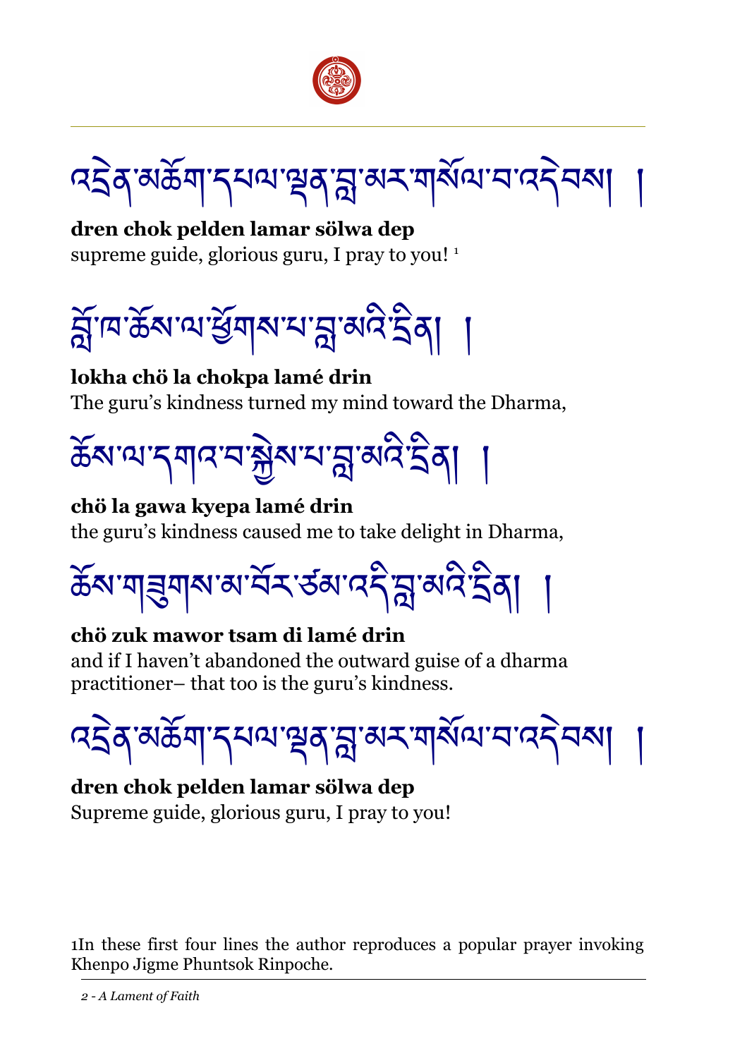འདྲེན་མཆོག་དཔལ་ལྡན་བླ་མར་གསོལ་བ་འདེབས། །

**dren chok pelden lamar sölwa dep**
supreme guide, glorious guru, I pray to you! [1]

བློ་ཁ་ཆོས་ལ་ཕྱོགས་པ་བླ་མའི་དྲིན། །

**lokha chö la chokpa lamé drin**
The guru's kindness turned my mind toward the Dharma,

ཆོས་ལ་དགའ་བ་སྐྱེས་པ་བླ་མའི་དྲིན། །

**chö la gawa kyepa lamé drin**
the guru's kindness caused me to take delight in Dharma,

ཆོས་གཟུགས་མ་བོར་ཙམ་འདི་བླ་མའི་དྲིན། །

**chö zuk mawor tsam di lamé drin**
and if I haven't abandoned the outward guise of a dharma practitioner– that too is the guru's kindness.

འདྲེན་མཆོག་དཔལ་ལྡན་བླ་མར་གསོལ་བ་འདེབས། །

**dren chok pelden lamar sölwa dep**
Supreme guide, glorious guru, I pray to you!

[1] In these first four lines the author reproduces a popular prayer invoking Khenpo Jigme Phuntsok Rinpoche.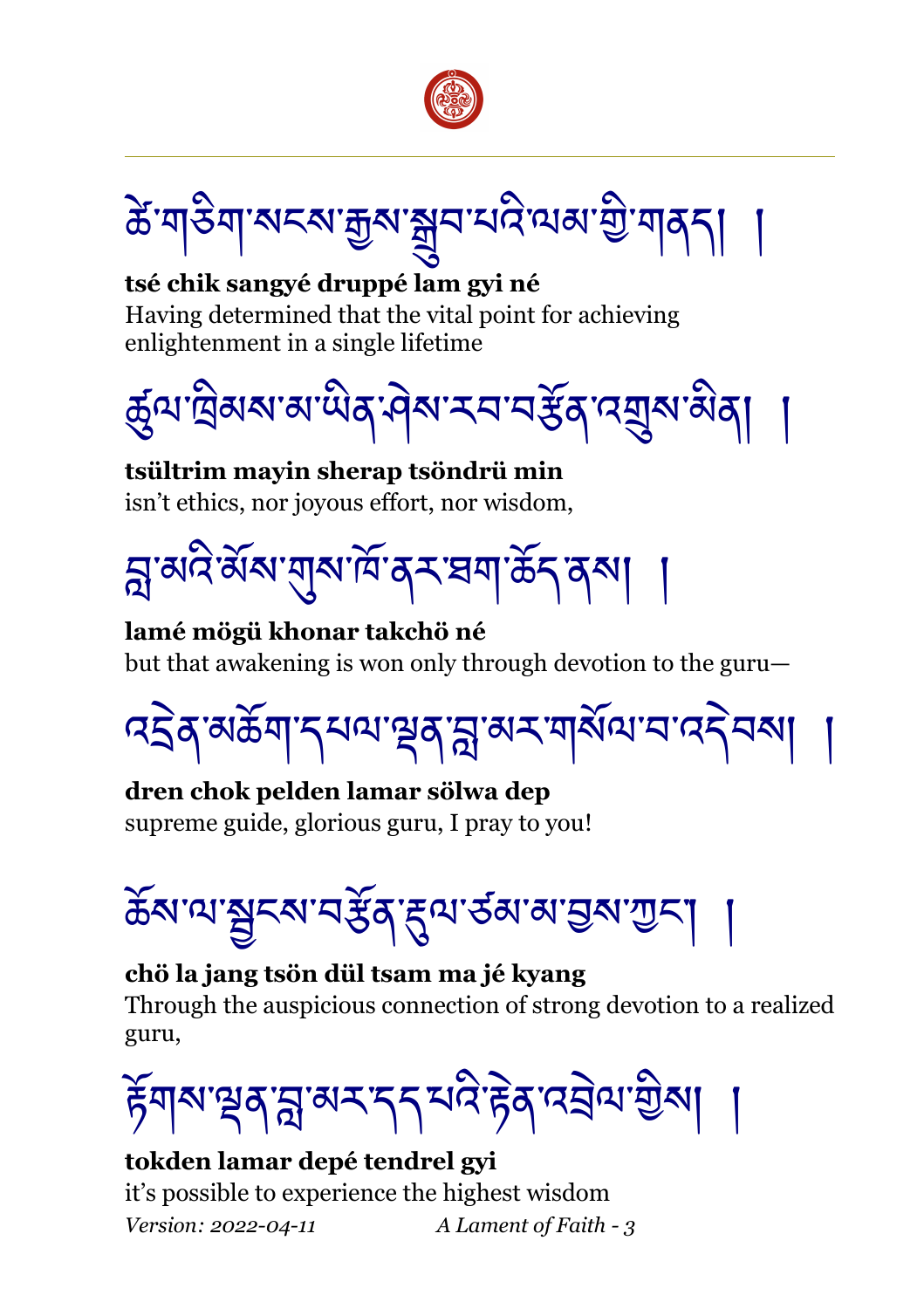ཚེ་གཅིག་སངས་རྒྱས་སྒྲུབ་པའི་ལམ་གྱི་གནད། །

**tsé chik sangyé druppé lam gyi né**
Having determined that the vital point for achieving enlightenment in a single lifetime

ཚུལ་ཁྲིམས་མ་ཡིན་ཤེས་རབ་བརྩོན་འགྲུས་མིན། །

**tsültrim mayin sherap tsöndrü min**
isn't ethics, nor joyous effort, nor wisdom,

བླ་མའི་མོས་གུས་ཁོ་ནར་ཐག་ཆོད་ནས། །

**lamé mögü khonar takchö né**
but that awakening is won only through devotion to the guru—

འདྲེན་མཆོག་དཔལ་ལྡན་བླ་མར་གསོལ་བ་འདེབས། །

**dren chok pelden lamar sölwa dep**
supreme guide, glorious guru, I pray to you!

ཆོས་ལ་སྦྱངས་བརྩོན་རྟུལ་ཙམ་མ་བྱས་ཀྱང་། །

**chö la jang tsön dül tsam ma jé kyang**
Through the auspicious connection of strong devotion to a realized guru,

རྟོགས་ལྡན་བླ་མར་དད་པའི་རྟེན་འབྲེལ་གྱིས། །

**tokden lamar depé tendrel gyi**
it's possible to experience the highest wisdom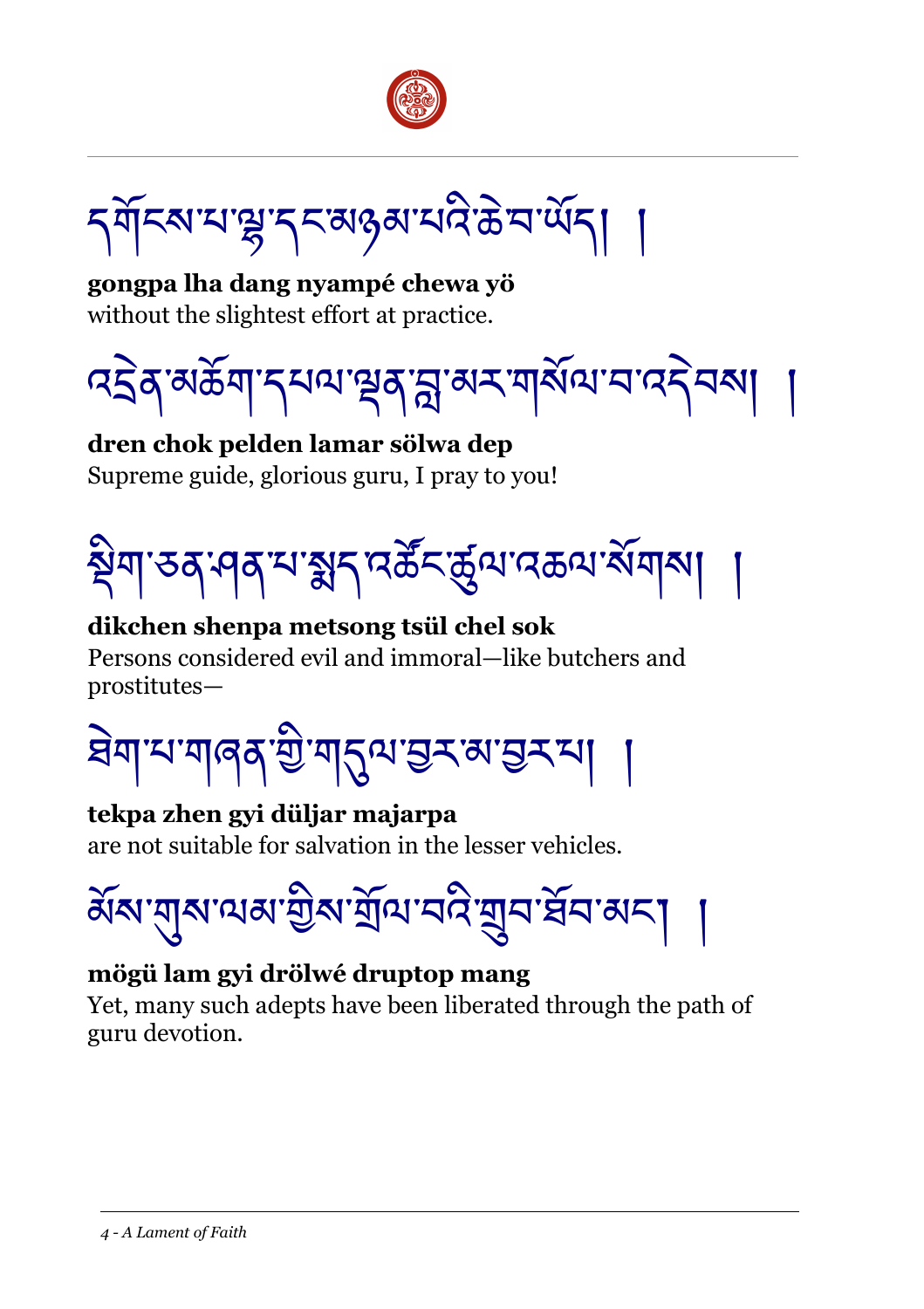དགོངས་པ་ལྷ་དང་མཉམ་པའི་ཆེ་བ་ཡོད། །

**gongpa lha dang nyampé chewa yö**
without the slightest effort at practice.

འདྲེན་མཆོག་དཔལ་ལྡན་བླ་མར་གསོལ་བ་འདེབས། །

**dren chok pelden lamar sölwa dep**
Supreme guide, glorious guru, I pray to you!

སྡིག་ཅན་ཤན་པ་སྨད་འཚོང་ཚུལ་འཆལ་སོགས། །

**dikchen shenpa metsong tsül chel sok**
Persons considered evil and immoral—like butchers and prostitutes—

ཐེག་པ་གཞན་གྱི་གདུལ་བྱར་མ་བྱུར་པ། །

**tekpa zhen gyi düljar majarpa**
are not suitable for salvation in the lesser vehicles.

མོས་གུས་ལམ་གྱིས་གྲོལ་བའི་གྲུབ་ཐོབ་མང་། །

**mögü lam gyi drölwé druptop mang**
Yet, many such adepts have been liberated through the path of guru devotion.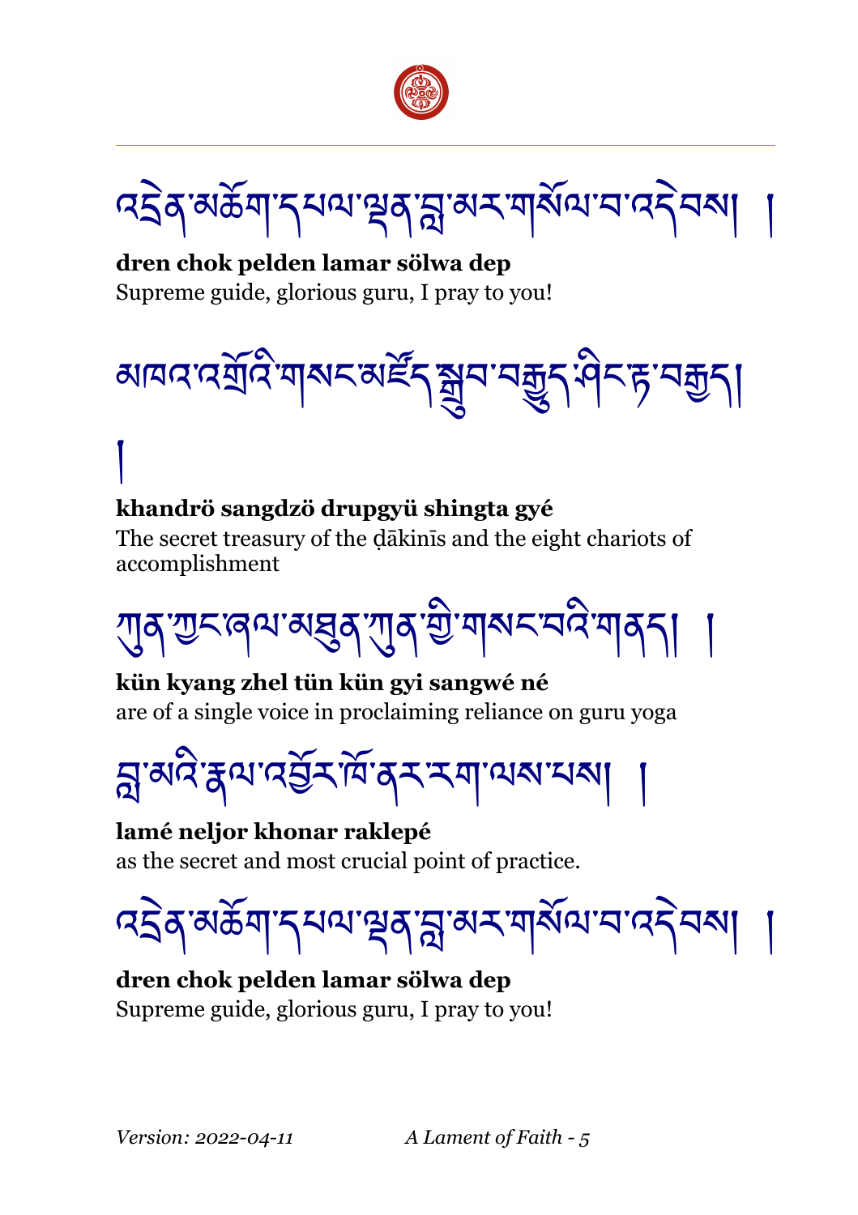འདྲེན་མཆོག་དཔལ་ལྡན་བླ་མར་གསོལ་བ་འདེབས། །

**dren chok pelden lamar sölwa dep**
Supreme guide, glorious guru, I pray to you!

མཁའ་འགྲོའི་གསང་མཛོད་སྒྲུབ་བརྒྱུད་ཤིང་རྟ་བརྒྱད། །

**khandrö sangdzö drupgyü shingta gyé**
The secret treasury of the ḍākinīs and the eight chariots of accomplishment

ཀུན་ཀྱང་ཞལ་མཐུན་ཀུན་གྱི་གསང་བའི་གནད། །

**kün kyang zhel tün kün gyi sangwé né**
are of a single voice in proclaiming reliance on guru yoga

བླ་མའི་རྣལ་འབྱོར་ཁོ་ནར་རག་ལས་པས། །

**lamé neljor khonar raklepé**
as the secret and most crucial point of practice.

འདྲེན་མཆོག་དཔལ་ལྡན་བླ་མར་གསོལ་བ་འདེབས། །

**dren chok pelden lamar sölwa dep**
Supreme guide, glorious guru, I pray to you!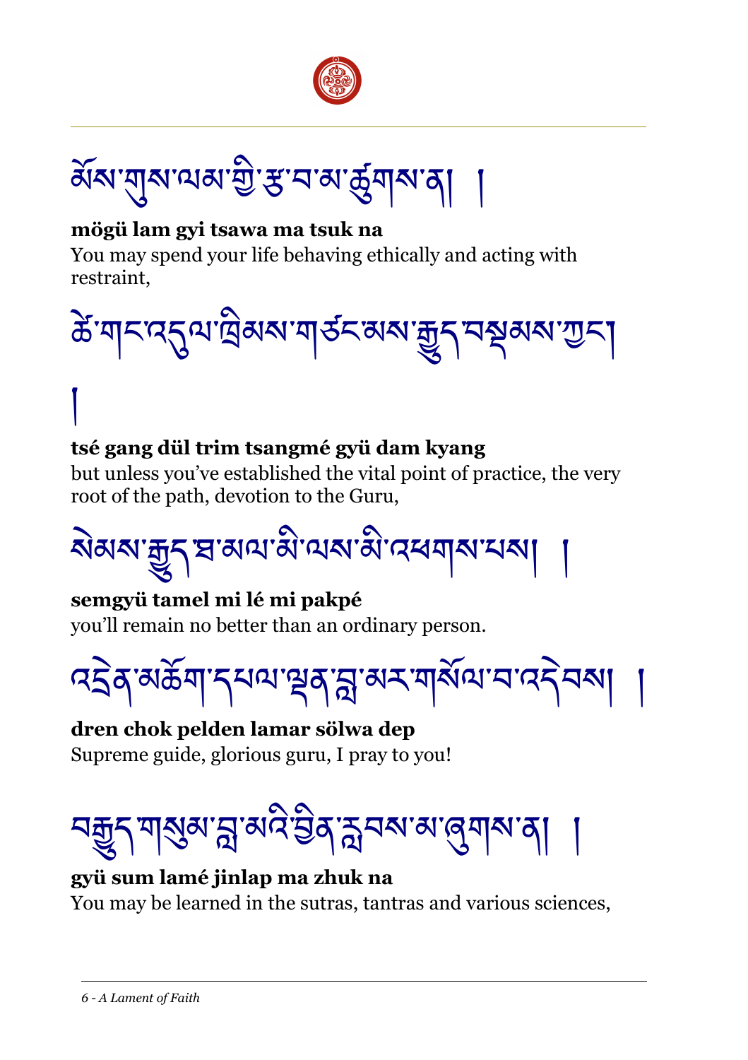མོས་གུས་ལམ་གྱི་རྩ་བ་མ་ཚུགས་ན། །

**mögü lam gyi tsawa ma tsuk na**

You may spend your life behaving ethically and acting with restraint,

ཚེ་གང་འདུལ་ཁྲིམས་གཙང་མས་རྒྱུད་བསྡམས་ཀྱང་། །

**tsé gang dül trim tsangmé gyü dam kyang**

but unless you've established the vital point of practice, the very root of the path, devotion to the Guru,

སེམས་རྒྱུད་ཐ་མལ་མི་ལས་མི་འཕགས་པས། །

**semgyü tamel mi lé mi pakpé**

you'll remain no better than an ordinary person.

འདྲེན་མཆོག་དཔལ་ལྡན་བླ་མར་གསོལ་བ་འདེབས། །

**dren chok pelden lamar sölwa dep**

Supreme guide, glorious guru, I pray to you!

བརྒྱུད་གསུམ་བླ་མའི་བྱིན་རླབས་མ་ཞུགས་ན། །

**gyü sum lamé jinlap ma zhuk na**

You may be learned in the sutras, tantras and various sciences,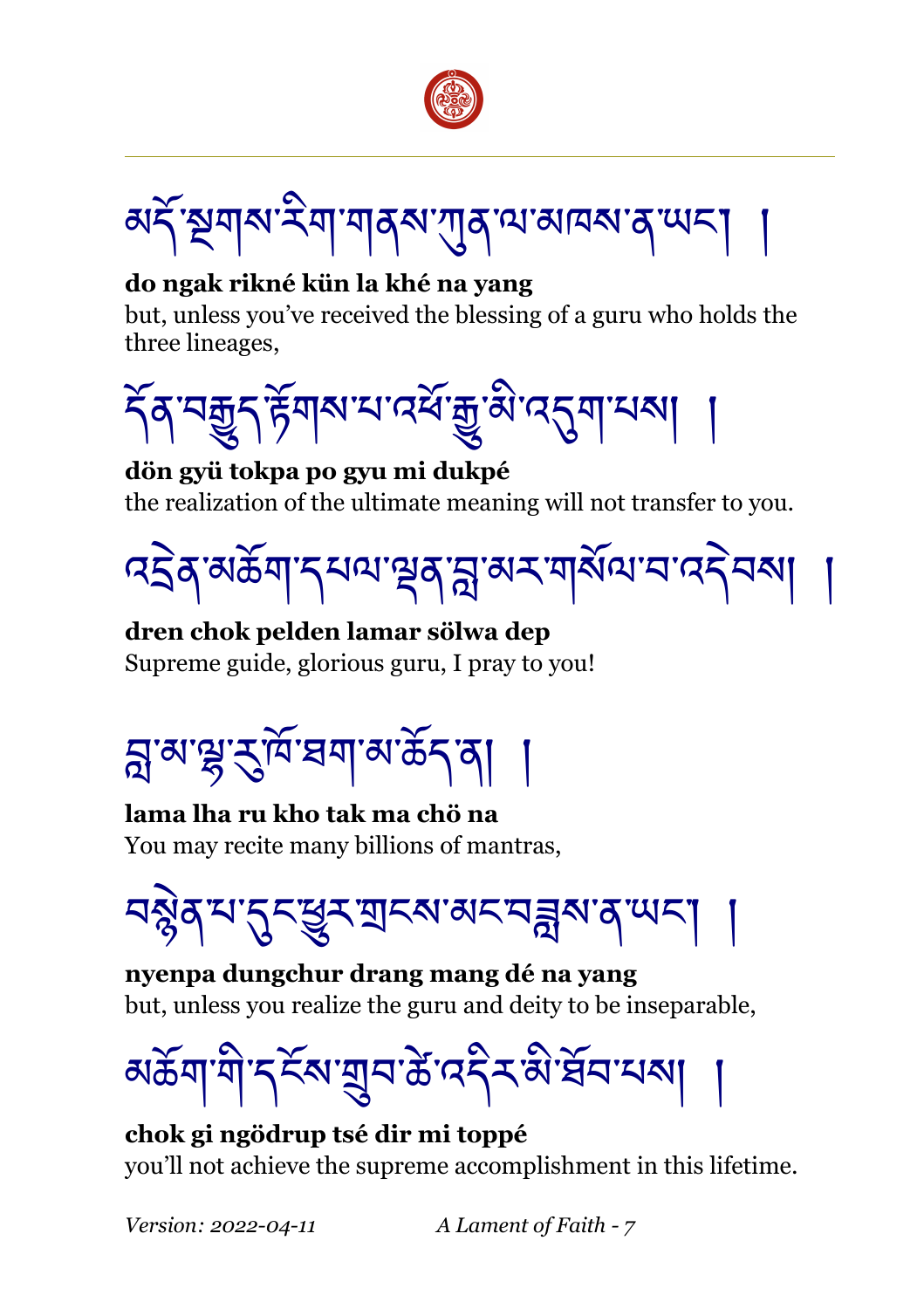མདོ་སྔགས་རིག་གནས་ཀུན་ལ་མཁས་ན་ཡང་། །

**do ngak rikné kün la khé na yang**
but, unless you've received the blessing of a guru who holds the three lineages,

དོན་བརྒྱུད་རྟོགས་པ་འཕོ་རྒྱུ་མི་འདུག་པས། །

**dön gyü tokpa po gyu mi dukpé**
the realization of the ultimate meaning will not transfer to you.

འདྲེན་མཆོག་དཔལ་ལྡན་བླ་མར་གསོལ་བ་འདེབས། །

**dren chok pelden lamar sölwa dep**
Supreme guide, glorious guru, I pray to you!

བླ་མ་ལྷ་རུ་ཁོ་ཐག་མ་ཆོད་ན། །

**lama lha ru kho tak ma chö na**
You may recite many billions of mantras,

བསྙེན་པ་དུང་ཕྱུར་གྲངས་མང་བཟླས་ན་ཡང་། །

**nyenpa dungchur drang mang dé na yang**
but, unless you realize the guru and deity to be inseparable,

མཆོག་གི་དངོས་གྲུབ་ཚེ་འདིར་མི་ཐོབ་པས། །

**chok gi ngödrup tsé dir mi toppé**
you'll not achieve the supreme accomplishment in this lifetime.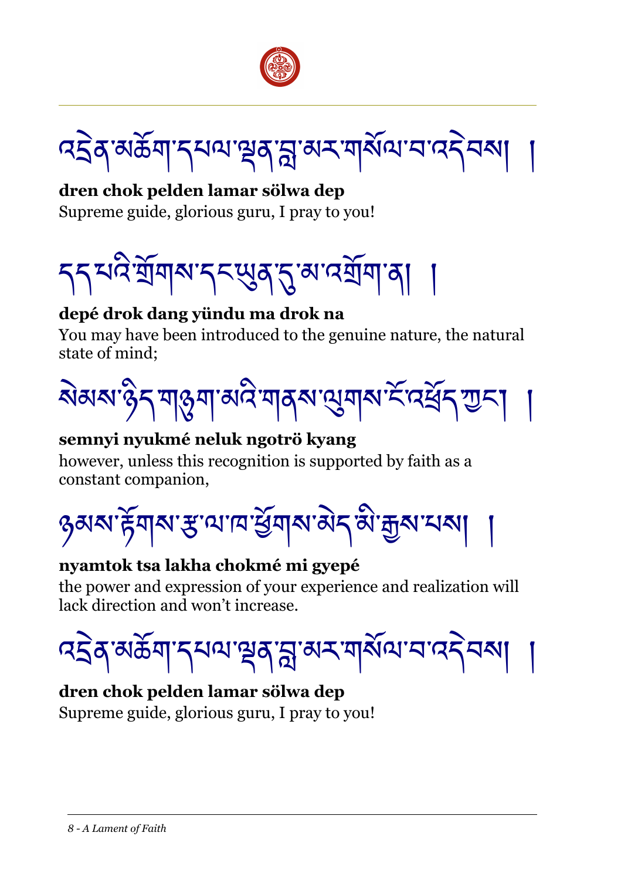འདྲེན་མཆོག་དཔལ་ལྡན་བླ་མར་གསོལ་བ་འདེབས། །

**dren chok pelden lamar sölwa dep**

Supreme guide, glorious guru, I pray to you!

དད་པའི་གྲོགས་དང་ཡུན་དུ་མ་འགྲོགས་ན། །

**depé drok dang yündu ma drok na**

You may have been introduced to the genuine nature, the natural state of mind;

སེམས་ཉིད་གཉུག་མའི་གནས་ལུགས་ངོ་འཕྲོད་ཀྱང་། །

**semnyi nyukmé neluk ngotrö kyang**

however, unless this recognition is supported by faith as a constant companion,

ཉམས་རྟོགས་རྩ་ལ་ཁ་ཕྱོགས་མེད་མི་རྒྱས་པས། །

**nyamtok tsa lakha chokmé mi gyepé**

the power and expression of your experience and realization will lack direction and won't increase.

འདྲེན་མཆོག་དཔལ་ལྡན་བླ་མར་གསོལ་བ་འདེབས། །

**dren chok pelden lamar sölwa dep**

Supreme guide, glorious guru, I pray to you!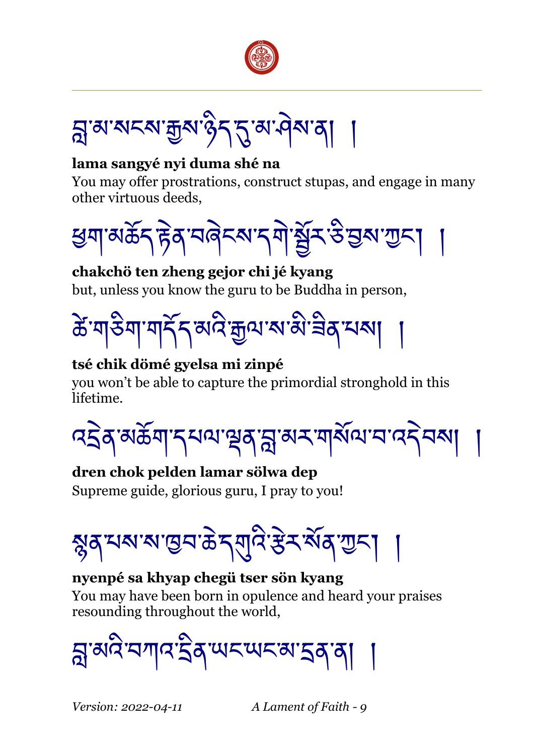བླ་མ་སངས་རྒྱས་ཉིད་དུ་མ་ཤེས་ན། །

**lama sangyé nyi duma shé na**
You may offer prostrations, construct stupas, and engage in many other virtuous deeds,

ཕྱག་མཆོད་རྟེན་བཞེངས་དགེ་སྦྱོར་ཅི་བྱས་ཀྱང་། །

**chakchö ten zheng gejor chi jé kyang**
but, unless you know the guru to be Buddha in person,

ཚེ་གཅིག་གདོད་མའི་རྒྱལ་ས་མི་ཟིན་པས། །

**tsé chik dömé gyelsa mi zinpé**
you won't be able to capture the primordial stronghold in this lifetime.

འདྲེན་མཆོག་དཔལ་ལྡན་བླ་མར་གསོལ་བ་འདེབས། །

**dren chok pelden lamar sölwa dep**
Supreme guide, glorious guru, I pray to you!

སྙན་པས་ས་ཁྱབ་ཆེད་གུའི་རྩེར་སོན་ཀྱང་། །

**nyenpé sa khyap chegü tser sön kyang**
You may have been born in opulence and heard your praises resounding throughout the world,

བླ་མའི་བཀའ་དྲིན་ཡང་ཡང་མ་དྲན་ན། །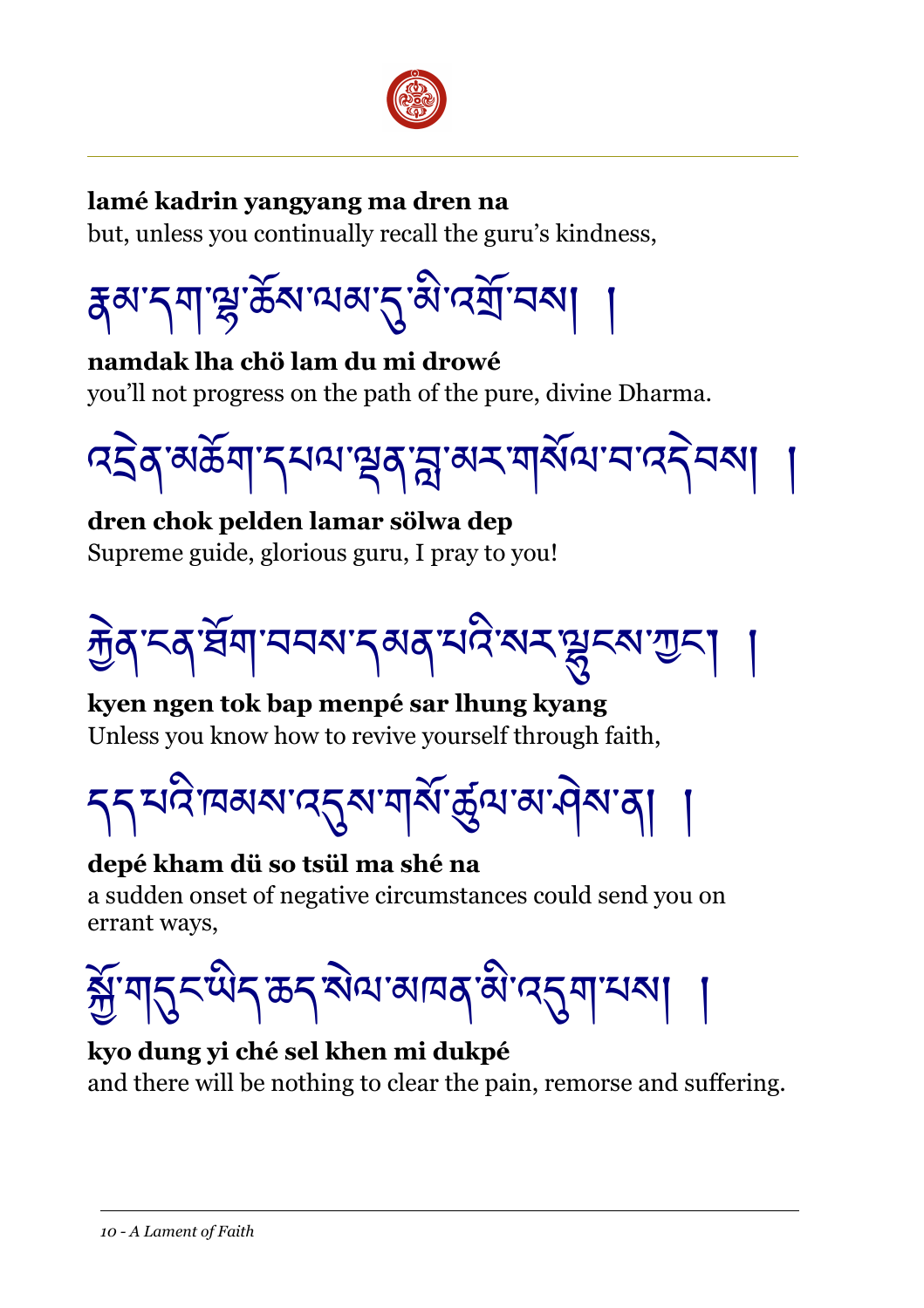**lamé kadrin yangyang ma dren na**
but, unless you continually recall the guru's kindness,

རྣམ་དག་ལྷ་ཆོས་ལམ་དུ་མི་འགྲོ་བས། །

**namdak lha chö lam du mi drowé**
you'll not progress on the path of the pure, divine Dharma.

འདྲེན་མཆོག་དཔལ་ལྡན་བླ་མར་གསོལ་བ་འདེབས། །

**dren chok pelden lamar sölwa dep**
Supreme guide, glorious guru, I pray to you!

རྐྱེན་ངན་ཐོག་བབས་དམན་པའི་སར་ལྷུངས་ཀྱང་། །

**kyen ngen tok bap menpé sar lhung kyang**
Unless you know how to revive yourself through faith,

དད་པའི་ཁམས་འདུས་གསོ་ཚུལ་མ་ཤེས་ན། །

**depé kham dü so tsül ma shé na**
a sudden onset of negative circumstances could send you on errant ways,

སྐྱོ་གདུང་ཡིད་ཆད་སེལ་མཁན་མི་འདུག་པས། །

**kyo dung yi ché sel khen mi dukpé**
and there will be nothing to clear the pain, remorse and suffering.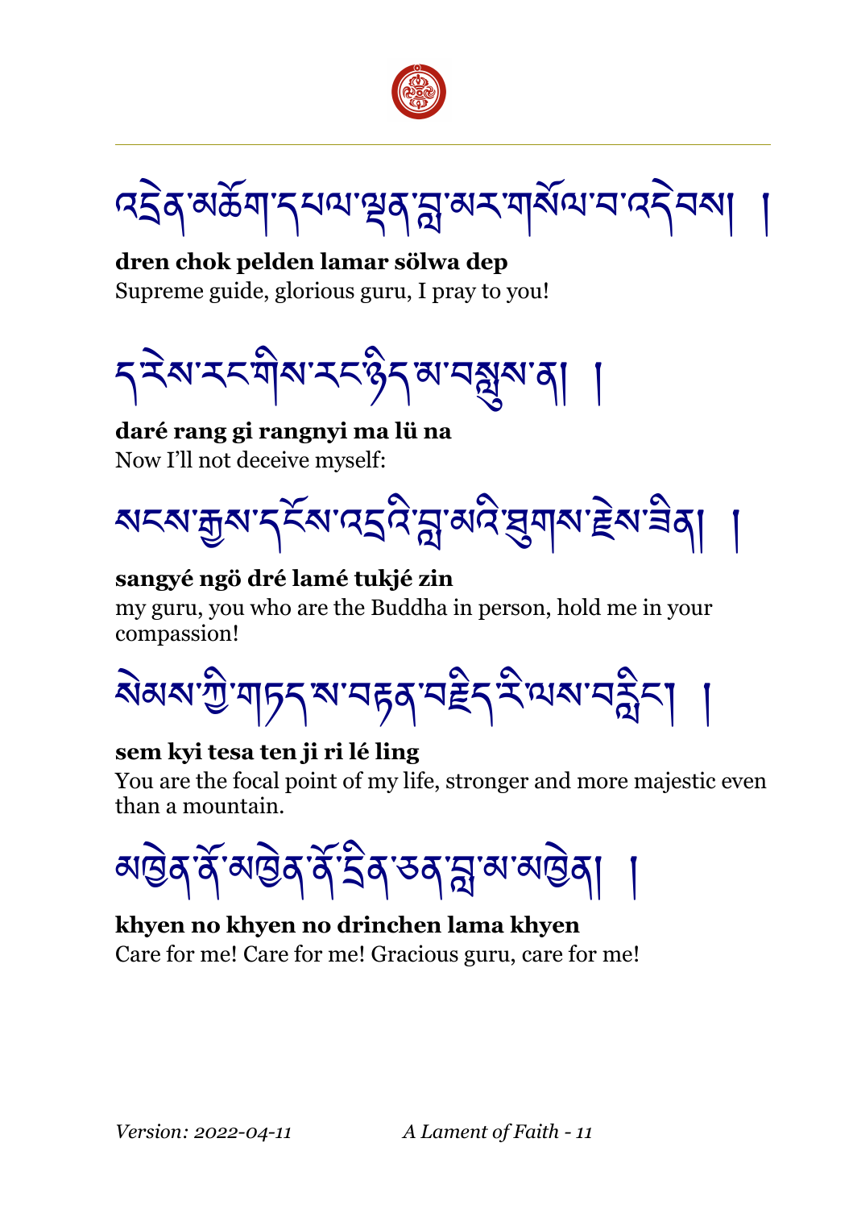འདྲེན་མཆོག་དཔལ་ལྡན་བླ་མར་གསོལ་བ་འདེབས། །

**dren chok pelden lamar sölwa dep**
Supreme guide, glorious guru, I pray to you!

ད་རེས་རང་གིས་རང་ཉིད་མ་བསླུས་ན། །

**daré rang gi rangnyi ma lü na**
Now I'll not deceive myself:

སངས་རྒྱས་དངོས་འདྲའི་བླ་མའི་ཐུགས་རྗེས་ཟིན། །

**sangyé ngö dré lamé tukjé zin**
my guru, you who are the Buddha in person, hold me in your compassion!

སེམས་ཀྱི་གཏད་ས་བརྟན་བརྗིད་རི་ལས་བརླིང་། །

**sem kyi tesa ten ji ri lé ling**
You are the focal point of my life, stronger and more majestic even than a mountain.

མཁྱེན་ནོ་མཁྱེན་ནོ་དྲིན་ཅན་བླ་མ་མཁྱེན། །

**khyen no khyen no drinchen lama khyen**
Care for me! Care for me! Gracious guru, care for me!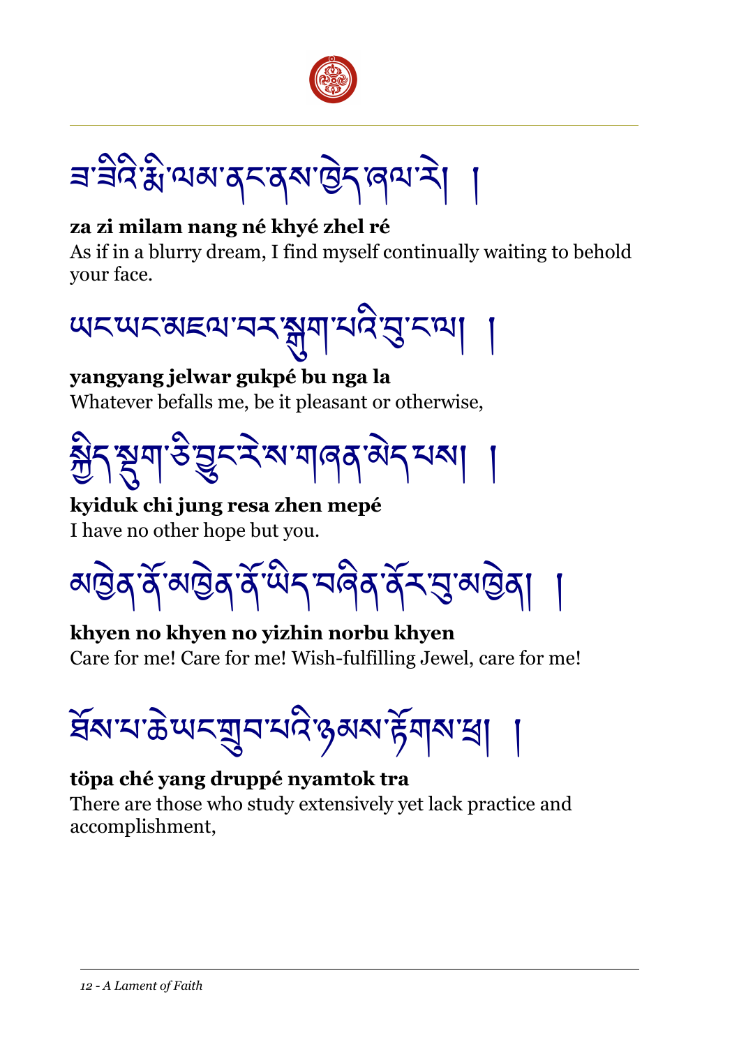ཟ་ཟིའི་རྨི་ལམ་ནང་ནས་ཁྱེད་ཞལ་རེ། །

**za zi milam nang né khyé zhel ré**
As if in a blurry dream, I find myself continually waiting to behold your face.

ཡང་ཡང་མཇལ་བར་སྒུག་པའི་བུ་ང་ལ། །

**yangyang jelwar gukpé bu nga la**
Whatever befalls me, be it pleasant or otherwise,

སྐྱིད་སྡུག་ཅི་བྱུང་རེ་ས་གཞན་མེད་པས། །

**kyiduk chi jung resa zhen mepé**
I have no other hope but you.

མཁྱེན་ནོ་མཁྱེན་ནོ་ཡིད་བཞིན་ནོར་བུ་མཁྱེན། །

**khyen no khyen no yizhin norbu khyen**
Care for me! Care for me! Wish-fulfilling Jewel, care for me!

ཐོས་པ་ཆེ་ཡང་གྲུབ་པའི་ཉམས་རྟོགས་ཕྲ། །

**töpa ché yang druppé nyamtok tra**
There are those who study extensively yet lack practice and accomplishment,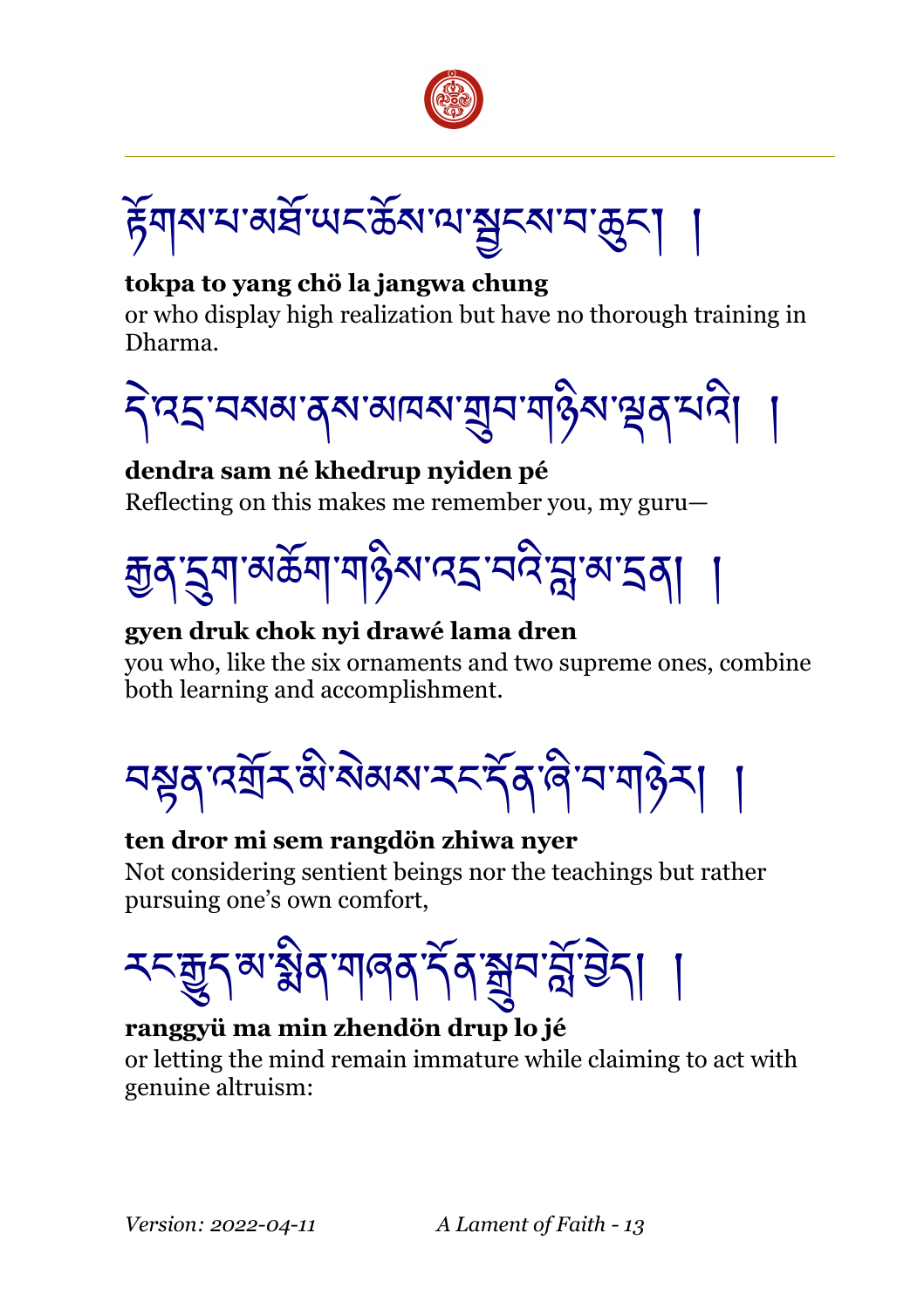རྟོགས་པ་མཐོ་ཡང་ཆོས་ལ་སྦྱངས་པ་ཆུང་། །

**tokpa to yang chö la jangwa chung**
or who display high realization but have no thorough training in Dharma.

དེ་འདྲ་བསམ་ནས་མཁས་གྲུབ་གཉིས་ལྡན་པའི། །

**dendra sam né khedrup nyiden pé**
Reflecting on this makes me remember you, my guru—

རྒྱན་དྲུག་མཆོག་གཉིས་འདྲ་བའི་བླ་མ་དྲན། །

**gyen druk chok nyi drawé lama dren**
you who, like the six ornaments and two supreme ones, combine both learning and accomplishment.

བསྟན་འགྲོར་མི་སེམས་རང་དོན་ཞི་བ་གཉེར། །

**ten dror mi sem rangdön zhiwa nyer**
Not considering sentient beings nor the teachings but rather pursuing one's own comfort,

རང་རྒྱུད་མ་སྨིན་གཞན་དོན་སྒྲུབ་བློ་བྱེད། །

**ranggyü ma min zhendön drup lo jé**
or letting the mind remain immature while claiming to act with genuine altruism: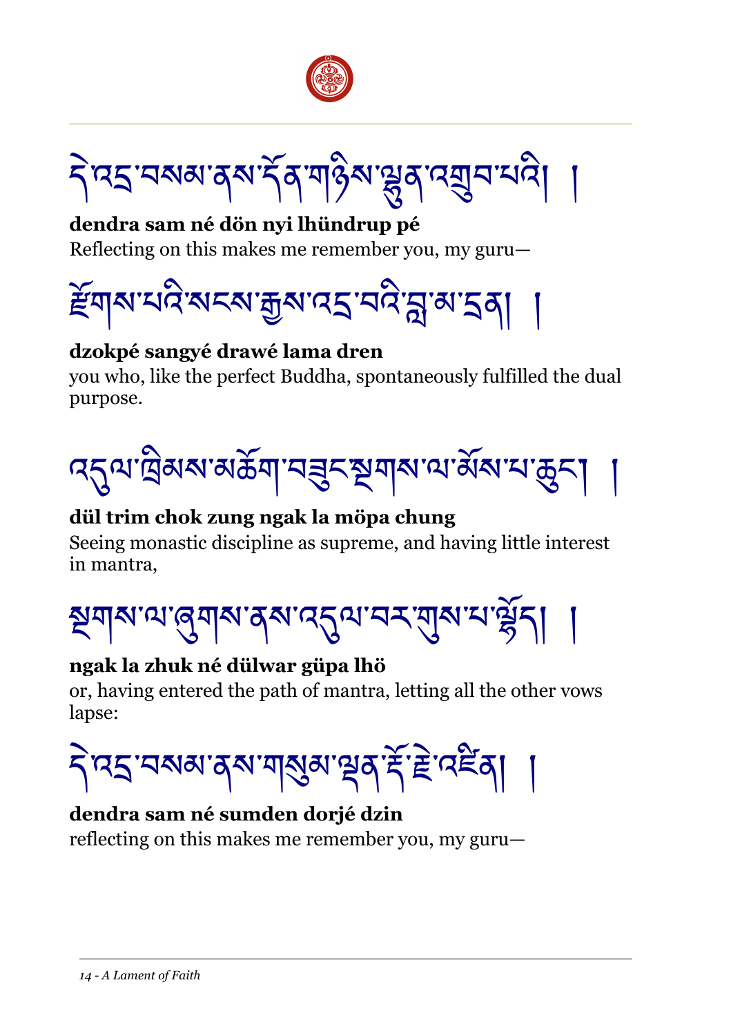དེ་འདྲ་བསམ་ནས་དོན་གཉིས་ལྷུན་འགྲུབ་པའི། །

**dendra sam né dön nyi lhündrup pé**

Reflecting on this makes me remember you, my guru—

རྫོགས་པའི་སངས་རྒྱས་འདྲ་བའི་བླ་མ་དྲན། །

**dzokpé sangyé drawé lama dren**

you who, like the perfect Buddha, spontaneously fulfilled the dual purpose.

འདུལ་ཁྲིམས་མཆོག་བཟུང་སྔགས་ལ་མོས་པ་ཆུང་། །

**dül trim chok zung ngak la möpa chung**

Seeing monastic discipline as supreme, and having little interest in mantra,

སྔགས་ལ་ཞུགས་ནས་འདུལ་བར་གུས་པ་ལྷོད། །

**ngak la zhuk né dülwar güpa lhö**

or, having entered the path of mantra, letting all the other vows lapse:

དེ་འདྲ་བསམ་ནས་གསུམ་ལྡན་རྡོ་རྗེ་འཛིན། །

**dendra sam né sumden dorjé dzin**

reflecting on this makes me remember you, my guru—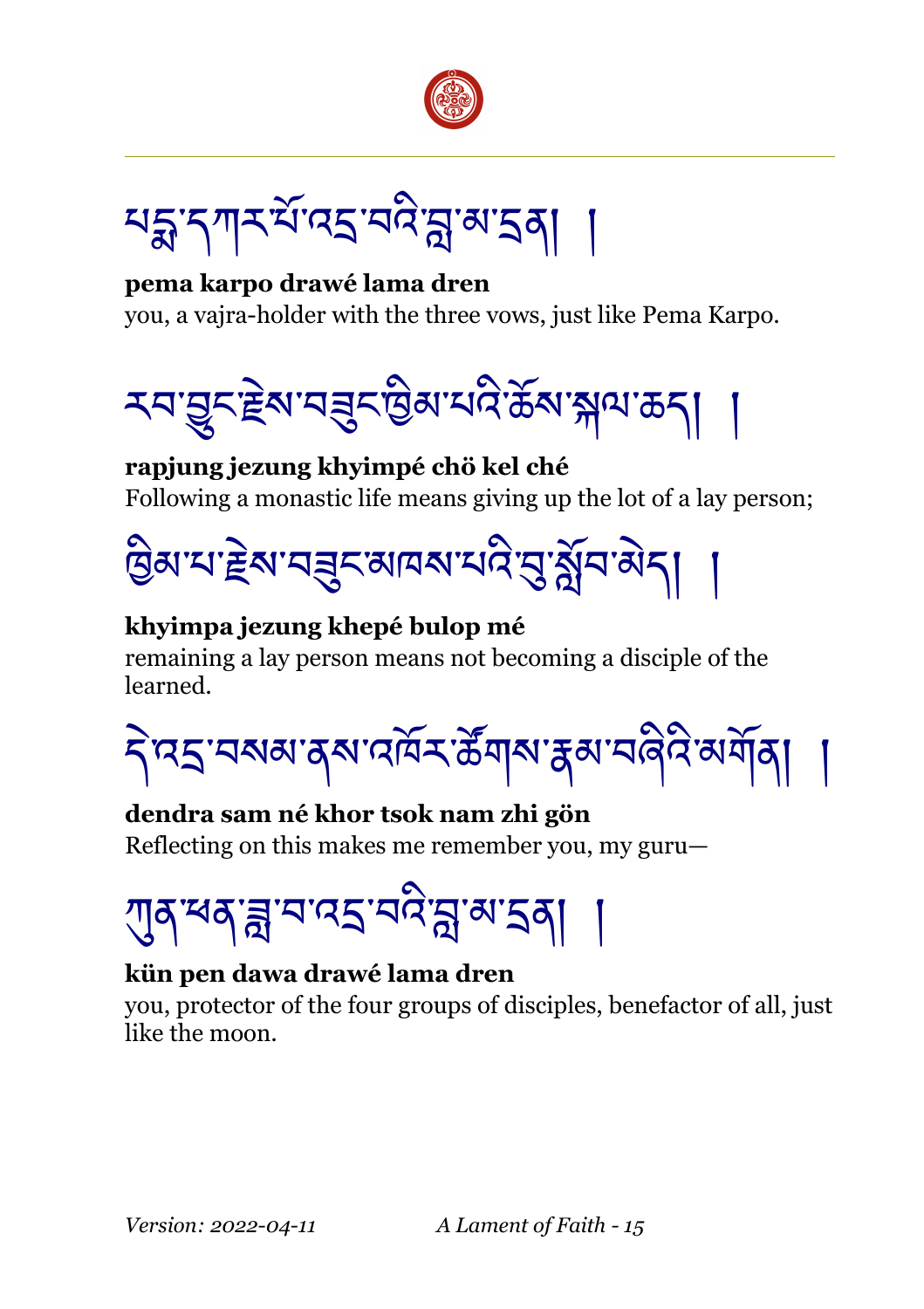པདྨ་དཀར་པོ་འདྲ་བའི་བླ་མ་དྲན། །

**pema karpo drawé lama dren**
you, a vajra-holder with the three vows, just like Pema Karpo.

རབ་བྱུང་རྗེས་བཟུང་ཁྱིམ་པའི་ཆོས་སྐལ་ཆད། །

**rapjung jezung khyimpé chö kel ché**
Following a monastic life means giving up the lot of a lay person;

ཁྱིམ་པ་རྗེས་བཟུང་མཁས་པའི་བུ་སློབ་མེད། །

**khyimpa jezung khepé bulop mé**
remaining a lay person means not becoming a disciple of the learned.

དེ་འདྲ་བསམ་ནས་འཁོར་ཚོགས་རྣམ་བཞིའི་མགོན། །

**dendra sam né khor tsok nam zhi gön**
Reflecting on this makes me remember you, my guru—

ཀུན་ཕན་ཟླ་བ་འདྲ་བའི་བླ་མ་དྲན། །

**kün pen dawa drawé lama dren**
you, protector of the four groups of disciples, benefactor of all, just like the moon.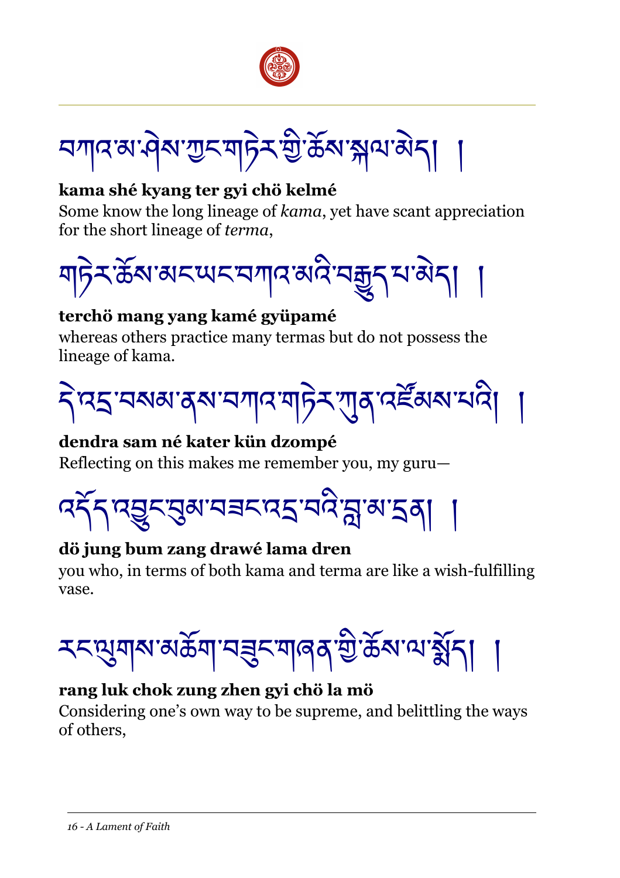བཀའ་མ་ཤེས་ཀྱང་གཏེར་གྱི་ཆོས་སྐལ་མེད། །

**kama shé kyang ter gyi chö kelmé**
Some know the long lineage of *kama*, yet have scant appreciation for the short lineage of *terma*,

གཏེར་ཆོས་མང་ཡང་བཀའ་མའི་བརྒྱུད་པ་མེད། །

**terchö mang yang kamé gyüpamé**
whereas others practice many termas but do not possess the lineage of kama.

དེ་འདྲ་བསམ་ནས་བཀའ་གཏེར་ཀུན་འཛོམས་པའི། །

**dendra sam né kater kün dzompé**
Reflecting on this makes me remember you, my guru—

འདོད་འབྱུང་བུམ་བཟང་འདྲ་བའི་བླ་མ་དྲན། །

**dö jung bum zang drawé lama dren**
you who, in terms of both kama and terma are like a wish-fulfilling vase.

རང་ལུགས་མཆོག་བཟུང་གཞན་གྱི་ཆོས་ལ་སྨོད། །

**rang luk chok zung zhen gyi chö la mö**
Considering one's own way to be supreme, and belittling the ways of others,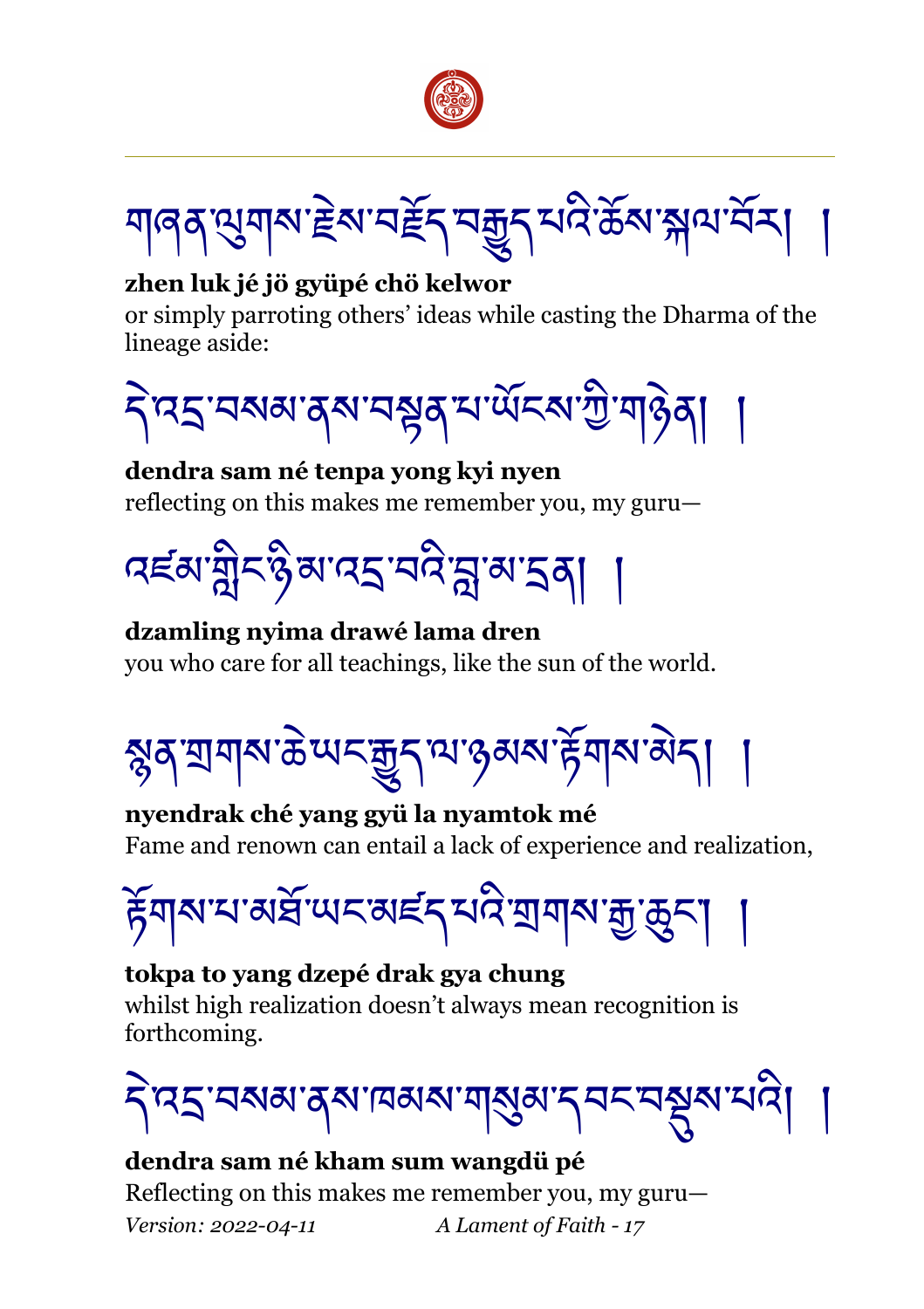གཞན་ལུགས་རྗེས་བཟློད་བརྒྱུད་པའི་ཆོས་སྐལ་བོར། །

**zhen luk jé jö gyüpé chö kelwor**
or simply parroting others' ideas while casting the Dharma of the lineage aside:

དེ་འདྲ་བསམ་ནས་བསྟན་པ་ཡོངས་ཀྱི་གཉེན། །

**dendra sam né tenpa yong kyi nyen**
reflecting on this makes me remember you, my guru—

འཛམ་གླིང་ཉི་མ་འདྲ་བའི་བླ་མ་དྲན། །

**dzamling nyima drawé lama dren**
you who care for all teachings, like the sun of the world.

སྙན་གྲགས་ཆེ་ཡང་རྒྱུད་ལ་ཉམས་རྟོགས་མེད། །

**nyendrak ché yang gyü la nyamtok mé**
Fame and renown can entail a lack of experience and realization,

རྟོགས་པ་མཐོ་ཡང་མཛད་པའི་གྲགས་རྒྱ་ཆུང་། །

**tokpa to yang dzepé drak gya chung**
whilst high realization doesn't always mean recognition is forthcoming.

དེ་འདྲ་བསམ་ནས་ཁམས་གསུམ་དབང་བསྡུས་པའི། །

**dendra sam né kham sum wangdü pé**
Reflecting on this makes me remember you, my guru—

*Version: 2022-04-11*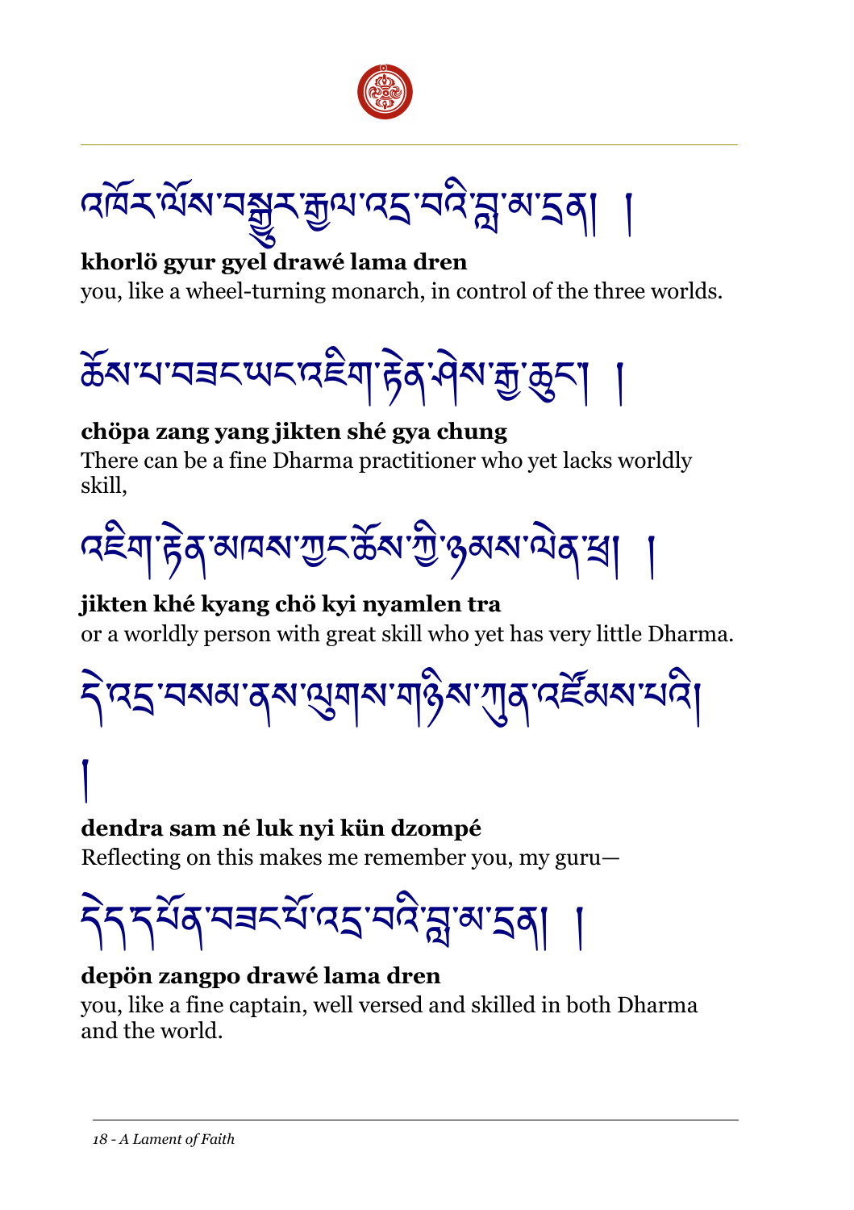འཁོར་ལོས་བསྒྱུར་རྒྱལ་འདྲ་བའི་བླ་མ་དྲན། །

**khorlö gyur gyel drawé lama dren**
you, like a wheel-turning monarch, in control of the three worlds.

ཆོས་པ་བཟང་ཡང་འཇིག་རྟེན་ཤེས་རྒྱ་ཆུང་། །

**chöpa zang yang jikten shé gya chung**
There can be a fine Dharma practitioner who yet lacks worldly skill,

འཇིག་རྟེན་མཁས་ཀྱང་ཆོས་ཀྱི་ཉམས་ལེན་ཁྲ། །

**jikten khé kyang chö kyi nyamlen tra**
or a worldly person with great skill who yet has very little Dharma.

དེ་འདྲ་བསམ་ནས་ལུགས་གཉིས་ཀུན་འཛོམས་པའི། །

**dendra sam né luk nyi kün dzompé**
Reflecting on this makes me remember you, my guru—

དེད་དཔོན་བཟང་པོ་འདྲ་བའི་བླ་མ་དྲན། །

**depön zangpo drawé lama dren**
you, like a fine captain, well versed and skilled in both Dharma and the world.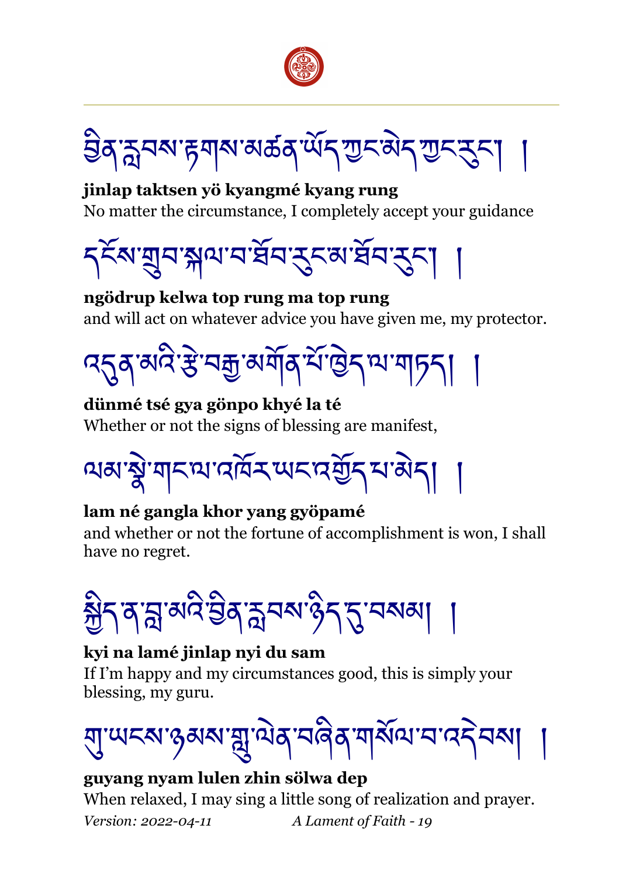བྱིན་རླབས་རྟགས་མཚན་ཡོད་ཀྱང་མེད་ཀྱང་རུང་། །

**jinlap taktsen yö kyangmé kyang rung**
No matter the circumstance, I completely accept your guidance

དངོས་གྲུབ་སྐལ་བ་ཐོབ་རུང་མ་ཐོབ་རུང་། །

**ngödrup kelwa top rung ma top rung**
and will act on whatever advice you have given me, my protector.

འདུན་མའི་རྩེ་བརྒྱ་མགོན་པོ་ཁྱེད་ལ་གཏད། །

**dünmé tsé gya gönpo khyé la té**
Whether or not the signs of blessing are manifest,

ལམ་སྣེ་གང་ལ་འཁོར་ཡང་འགྱོད་པ་མེད། །

**lam né gangla khor yang gyöpamé**
and whether or not the fortune of accomplishment is won, I shall have no regret.

སྐྱིད་ན་བླ་མའི་བྱིན་རླབས་ཉིད་དུ་བསམ། །

**kyi na lamé jinlap nyi du sam**
If I'm happy and my circumstances good, this is simply your blessing, my guru.

གུ་ཡངས་ཉམས་གླུ་ལེན་བཞིན་གསོལ་བ་འདེབས། །

**guyang nyam lulen zhin sölwa dep**
When relaxed, I may sing a little song of realization and prayer.

*Version: 2022-04-11* *A Lament of Faith - 19*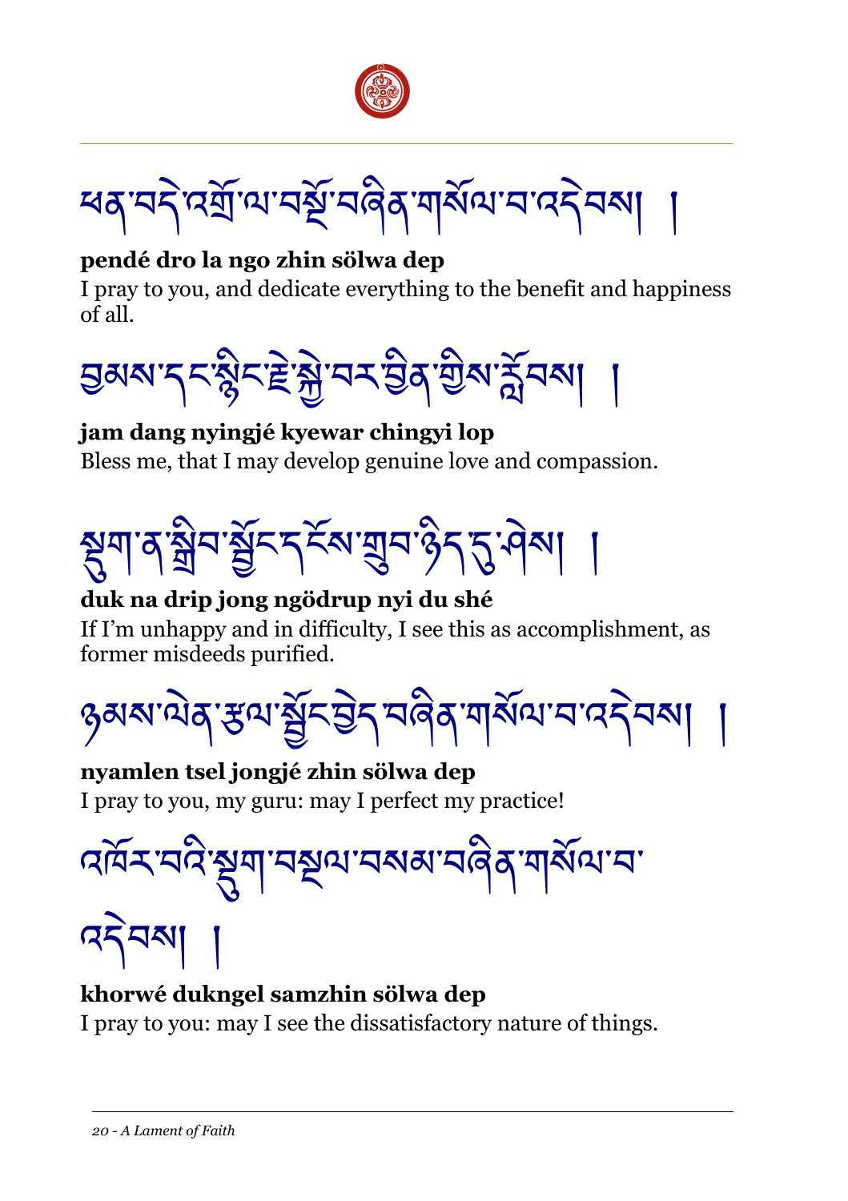ཕན་བདེ་འགྲོ་ལ་བསྔོ་བཞིན་གསོལ་བ་འདེབས། །

**pendé dro la ngo zhin sölwa dep**

I pray to you, and dedicate everything to the benefit and happiness of all.

བྱམས་དང་སྙིང་རྗེ་སྐྱེ་བར་བྱིན་གྱིས་རློབས། །

**jam dang nyingjé kyewar chingyi lop**

Bless me, that I may develop genuine love and compassion.

སྡུག་ན་སྒྲིབ་སྦྱོང་དངོས་གྲུབ་ཉིད་དུ་ཤེས། །

**duk na drip jong ngödrup nyi du shé**

If I'm unhappy and in difficulty, I see this as accomplishment, as former misdeeds purified.

ཉམས་ལེན་རྩལ་སྦྱོང་བྱེད་བཞིན་གསོལ་བ་འདེབས། །

**nyamlen tsel jongjé zhin sölwa dep**

I pray to you, my guru: may I perfect my practice!

འཁོར་བའི་སྡུག་བསྔལ་བསམ་བཞིན་གསོལ་བ་འདེབས། །

**khorwé dukngel samzhin sölwa dep**

I pray to you: may I see the dissatisfactory nature of things.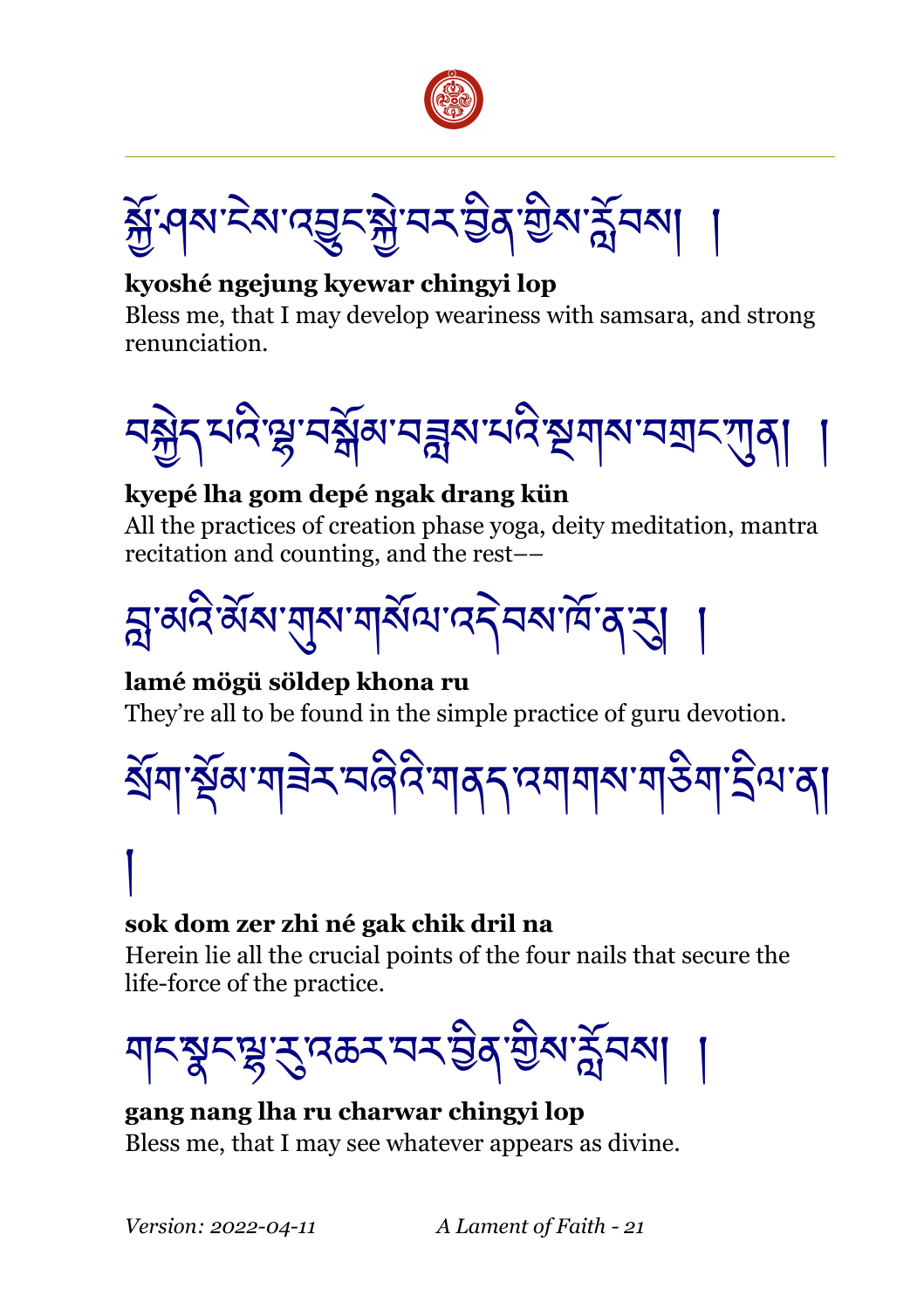སྐྱོ་ཤས་ངེས་འབྱུང་སྐྱེ་བར་བྱིན་གྱིས་རློབས། །

**kyoshé ngejung kyewar chingyi lop**
Bless me, that I may develop weariness with samsara, and strong renunciation.

བསྐྱེད་པའི་ལྷ་བསྒོམ་བཟླས་པའི་སྔགས་བགྲང་ཀུན། །

**kyepé lha gom depé ngak drang kün**
All the practices of creation phase yoga, deity meditation, mantra recitation and counting, and the rest––

བླ་མའི་མོས་གུས་གསོལ་འདེབས་ཁོ་ན་རུ། །

**lamé mögü söldep khona ru**
They're all to be found in the simple practice of guru devotion.

སྲོག་སྡོམ་གཟེར་བཞིའི་གནད་འགགས་གཅིག་དྲིལ་ན། །

**sok dom zer zhi né gak chik dril na**
Herein lie all the crucial points of the four nails that secure the life-force of the practice.

གང་སྣང་ལྷ་རུ་འཆར་བར་བྱིན་གྱིས་རློབས། །

**gang nang lha ru charwar chingyi lop**
Bless me, that I may see whatever appears as divine.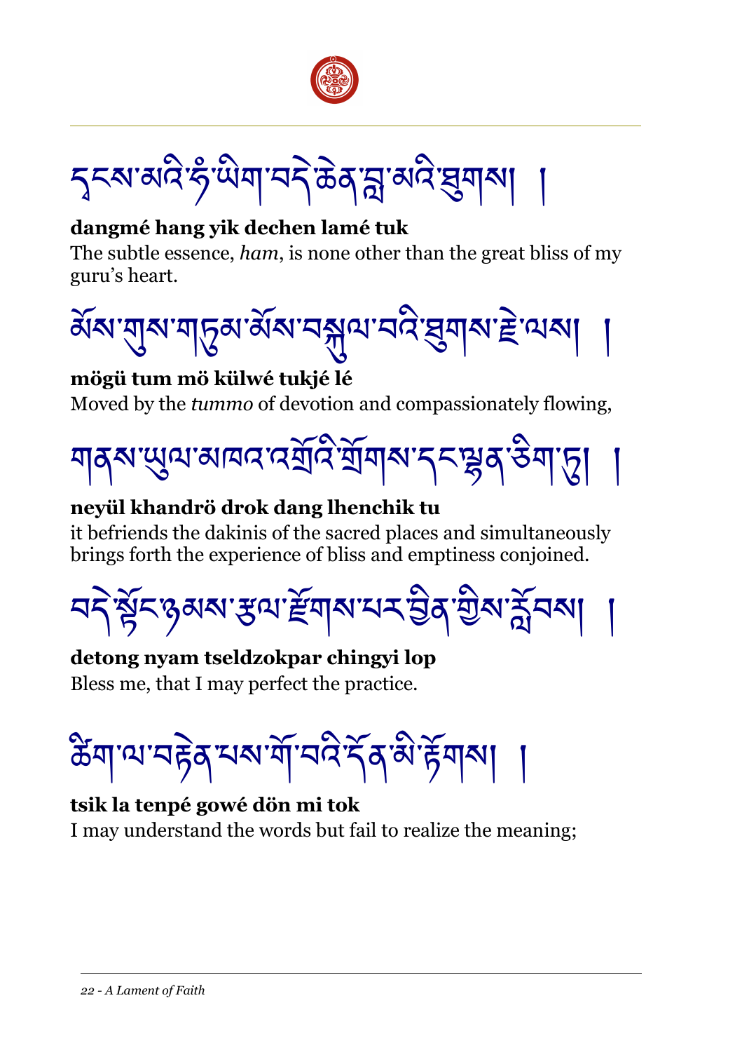དྭངས་མའི་ཧཾ་ཡིག་བདེ་ཆེན་བླ་མའི་ཐུགས། །

**dangmé hang yik dechen lamé tuk**
The subtle essence, *ham*, is none other than the great bliss of my guru's heart.

མོས་གུས་གཏུམ་མོས་བསྐུལ་བའི་ཐུགས་རྗེ་ལས། །

**mögü tum mö külwé tukjé lé**
Moved by the *tummo* of devotion and compassionately flowing,

གནས་ཡུལ་མཁའ་འགྲོའི་གྲོགས་དང་ལྷན་ཅིག་ཏུ། །

**neyül khandrö drok dang lhenchik tu**
it befriends the dakinis of the sacred places and simultaneously brings forth the experience of bliss and emptiness conjoined.

བདེ་སྟོང་ཉམས་རྩལ་རྫོགས་པར་བྱིན་གྱིས་རློབས། །

**detong nyam tseldzokpar chingyi lop**
Bless me, that I may perfect the practice.

ཚིག་ལ་བརྟེན་པས་གོ་བའི་དོན་མི་རྟོགས། །

**tsik la tenpé gowé dön mi tok**
I may understand the words but fail to realize the meaning;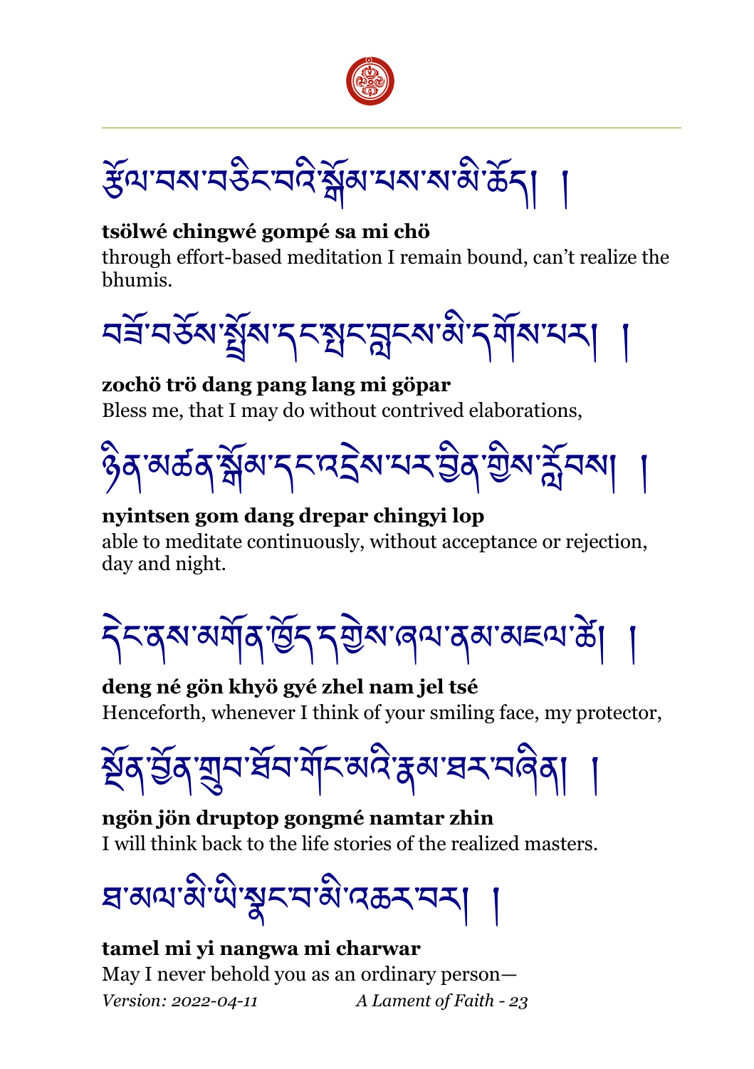རྩོལ་བས་བཅིང་བའི་སྒོམ་པས་ས་མི་ཆོད། །

**tsölwé chingwé gompé sa mi chö**
through effort-based meditation I remain bound, can't realize the bhumis.

བཟོ་བཅོས་སྤྲོས་དང་སྤང་བླང་མི་དགོས་པར། །

**zochö trö dang pang lang mi göpar**
Bless me, that I may do without contrived elaborations,

ཉིན་མཚན་སྒོམ་དང་འདྲེས་པར་བྱིན་གྱིས་རློབས། །

**nyintsen gom dang drepar chingyi lop**
able to meditate continuously, without acceptance or rejection, day and night.

དེང་ནས་མགོན་ཁྱོད་དགྱེས་ཞལ་ནམ་མཇལ་ཚེ། །

**deng né gön khyö gyé zhel nam jel tsé**
Henceforth, whenever I think of your smiling face, my protector,

སྔོན་བྱོན་གྲུབ་ཐོབ་གོང་མའི་རྣམ་ཐར་བཞིན། །

**ngön jön druptop gongmé namtar zhin**
I will think back to the life stories of the realized masters.

ཐ་མལ་མི་ཡི་སྣང་བ་མི་འཆར་བར། །

**tamel mi yi nangwa mi charwar**
May I never behold you as an ordinary person—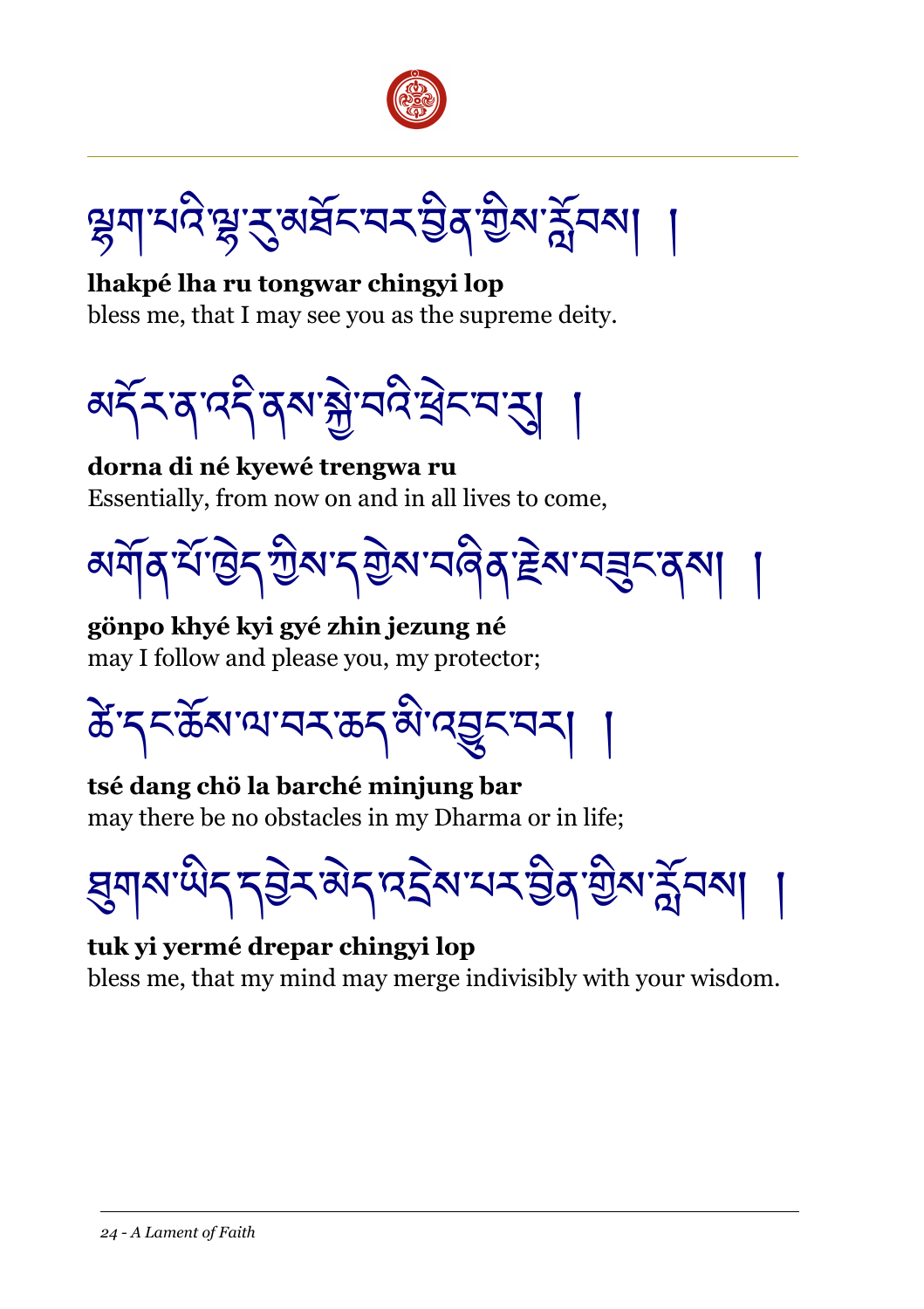ལྷག་པའི་ལྷ་རུ་མཐོང་བར་བྱིན་གྱིས་རློབས། །

**lhakpé lha ru tongwar chingyi lop**
bless me, that I may see you as the supreme deity.

མདོར་ན་འདི་ནས་སྐྱེ་བའི་ཕྲེང་བ་རུ། །

**dorna di né kyewé trengwa ru**
Essentially, from now on and in all lives to come,

མགོན་པོ་ཁྱེད་ཀྱིས་དགྱེས་བཞིན་རྗེས་བཟུང་ནས། །

**gönpo khyé kyi gyé zhin jezung né**
may I follow and please you, my protector;

ཚེ་དང་ཆོས་ལ་བར་ཆད་མི་འབྱུང་བར། །

**tsé dang chö la barché minjung bar**
may there be no obstacles in my Dharma or in life;

ཐུགས་ཡིད་དབྱེར་མེད་འདྲེས་པར་བྱིན་གྱིས་རློབས། །

**tuk yi yermé drepar chingyi lop**
bless me, that my mind may merge indivisibly with your wisdom.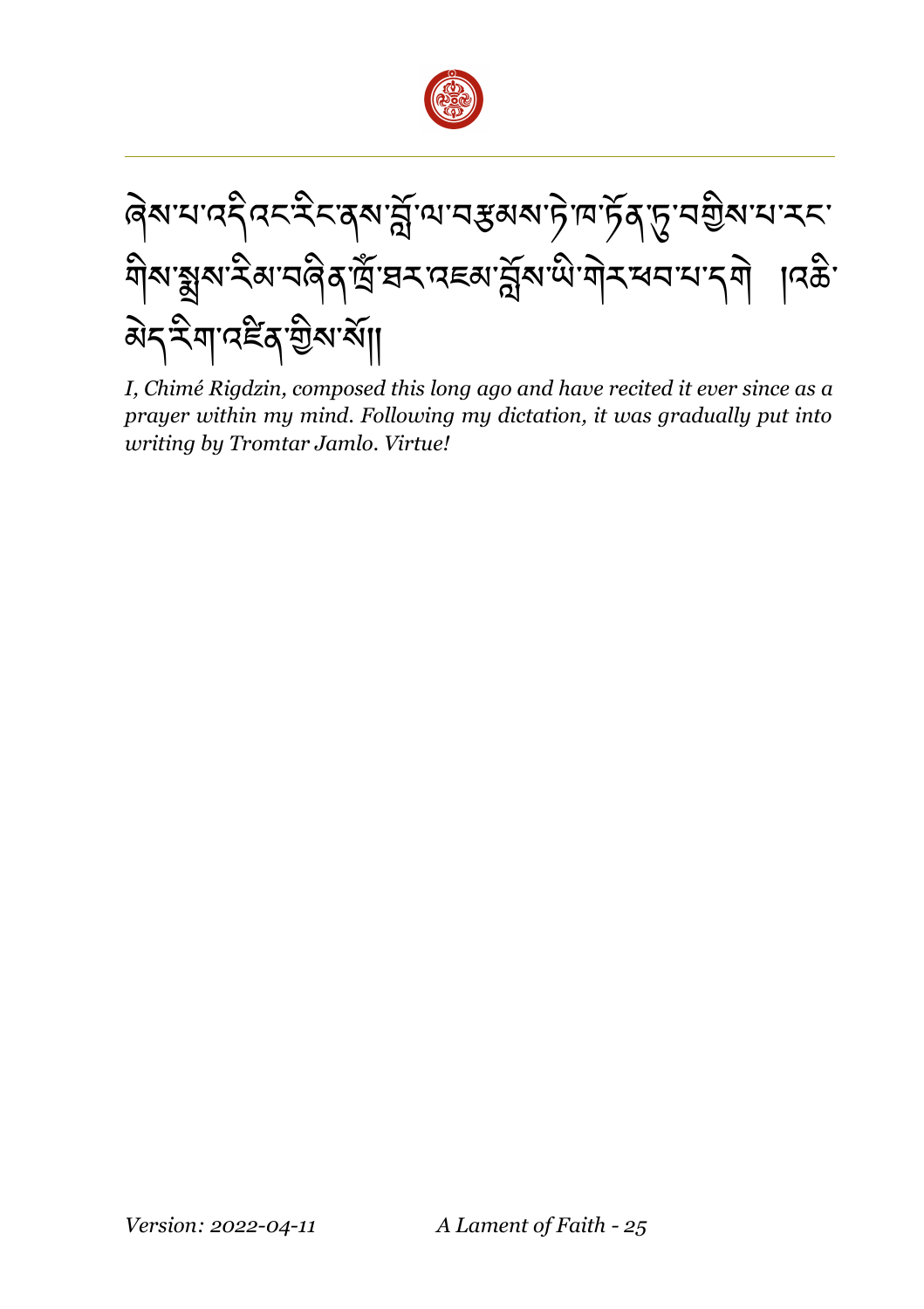ཞེས་པ་འདི་འང་རིང་ནས་བློ་ལ་བརྩམས་ཏེ་ཁ་ཏོན་དུ་བགྱིས་པ་རང་གིས་སྨྲས་རིམ་བཞིན་ཁྲོ་ཐར་འཇམ་བློས་ཡི་གེར་ཕབ་པ་དགེ། །འཆི་མེད་རིག་འཛིན་གྱིས་སོ།།

*I, Chimé Rigdzin, composed this long ago and have recited it ever since as a prayer within my mind. Following my dictation, it was gradually put into writing by Tromtar Jamlo. Virtue!*